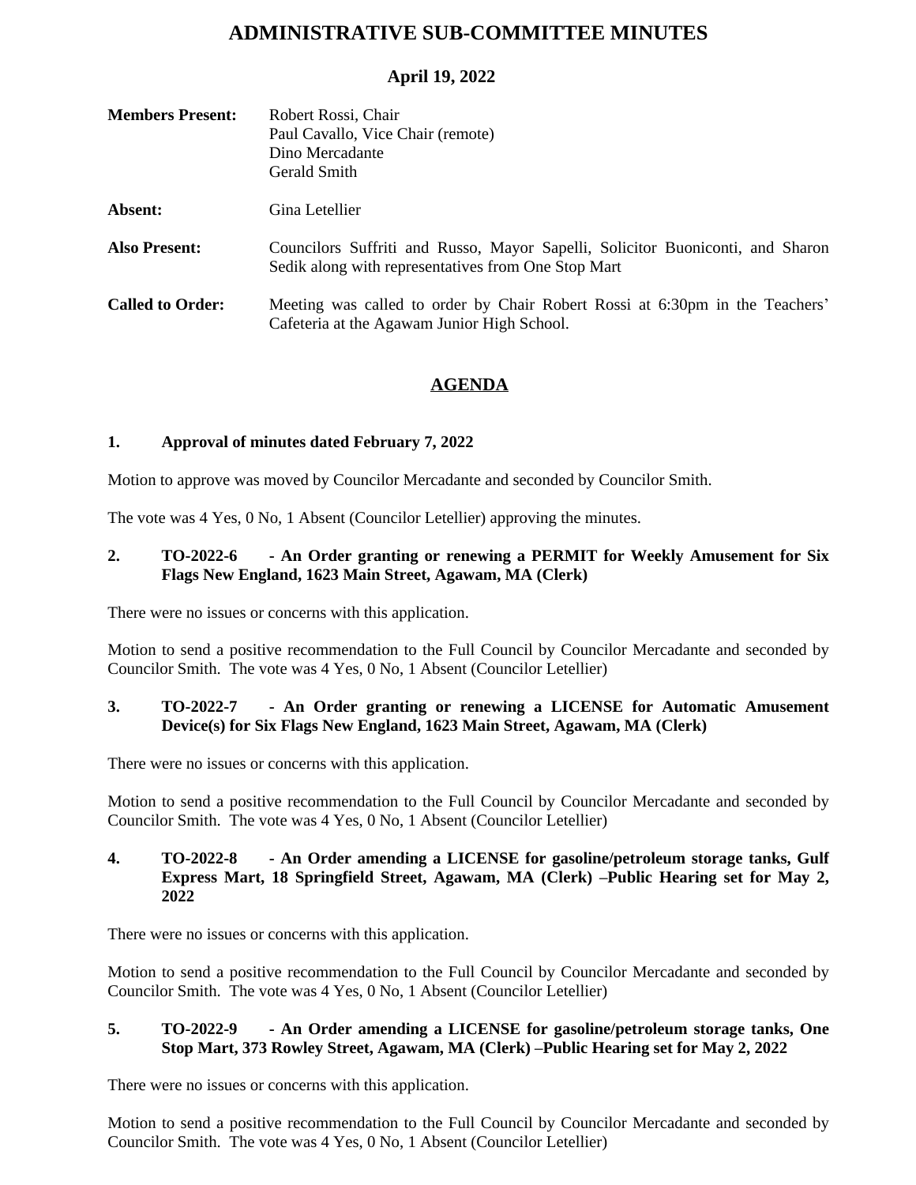# ADMINISTRATIVE SUB-COMMITTEE MINUTES

## April 19, 2022

**Members Present:** Robert Rossi, Chair
Paul Cavallo, Vice Chair (remote)
Dino Mercadante
Gerald Smith

**Absent:** Gina Letellier

**Also Present:** Councilors Suffriti and Russo, Mayor Sapelli, Solicitor Buoniconti, and Sharon Sedik along with representatives from One Stop Mart

**Called to Order:** Meeting was called to order by Chair Robert Rossi at 6:30pm in the Teachers' Cafeteria at the Agawam Junior High School.

## AGENDA

**1. Approval of minutes dated February 7, 2022**

Motion to approve was moved by Councilor Mercadante and seconded by Councilor Smith.

The vote was 4 Yes, 0 No, 1 Absent (Councilor Letellier) approving the minutes.

**2. TO-2022-6 - An Order granting or renewing a PERMIT for Weekly Amusement for Six Flags New England, 1623 Main Street, Agawam, MA (Clerk)**

There were no issues or concerns with this application.

Motion to send a positive recommendation to the Full Council by Councilor Mercadante and seconded by Councilor Smith. The vote was 4 Yes, 0 No, 1 Absent (Councilor Letellier)

**3. TO-2022-7 - An Order granting or renewing a LICENSE for Automatic Amusement Device(s) for Six Flags New England, 1623 Main Street, Agawam, MA (Clerk)**

There were no issues or concerns with this application.

Motion to send a positive recommendation to the Full Council by Councilor Mercadante and seconded by Councilor Smith. The vote was 4 Yes, 0 No, 1 Absent (Councilor Letellier)

**4. TO-2022-8 - An Order amending a LICENSE for gasoline/petroleum storage tanks, Gulf Express Mart, 18 Springfield Street, Agawam, MA (Clerk) –Public Hearing set for May 2, 2022**

There were no issues or concerns with this application.

Motion to send a positive recommendation to the Full Council by Councilor Mercadante and seconded by Councilor Smith. The vote was 4 Yes, 0 No, 1 Absent (Councilor Letellier)

**5. TO-2022-9 - An Order amending a LICENSE for gasoline/petroleum storage tanks, One Stop Mart, 373 Rowley Street, Agawam, MA (Clerk) –Public Hearing set for May 2, 2022**

There were no issues or concerns with this application.

Motion to send a positive recommendation to the Full Council by Councilor Mercadante and seconded by Councilor Smith. The vote was 4 Yes, 0 No, 1 Absent (Councilor Letellier)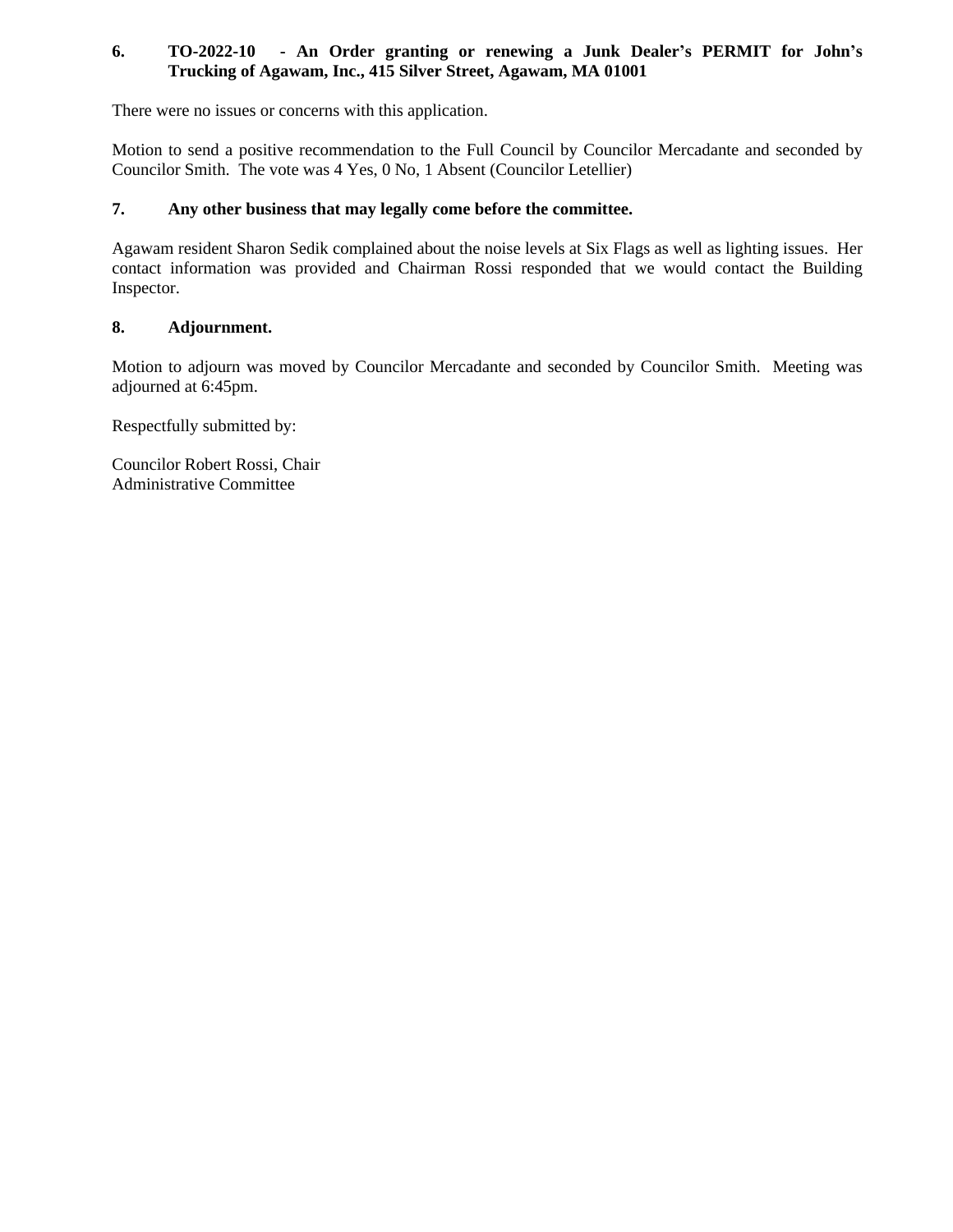**6. TO-2022-10 - An Order granting or renewing a Junk Dealer's PERMIT for John's Trucking of Agawam, Inc., 415 Silver Street, Agawam, MA 01001**

There were no issues or concerns with this application.

Motion to send a positive recommendation to the Full Council by Councilor Mercadante and seconded by Councilor Smith. The vote was 4 Yes, 0 No, 1 Absent (Councilor Letellier)

**7. Any other business that may legally come before the committee.**

Agawam resident Sharon Sedik complained about the noise levels at Six Flags as well as lighting issues. Her contact information was provided and Chairman Rossi responded that we would contact the Building Inspector.

**8. Adjournment.**

Motion to adjourn was moved by Councilor Mercadante and seconded by Councilor Smith. Meeting was adjourned at 6:45pm.

Respectfully submitted by:

Councilor Robert Rossi, Chair
Administrative Committee